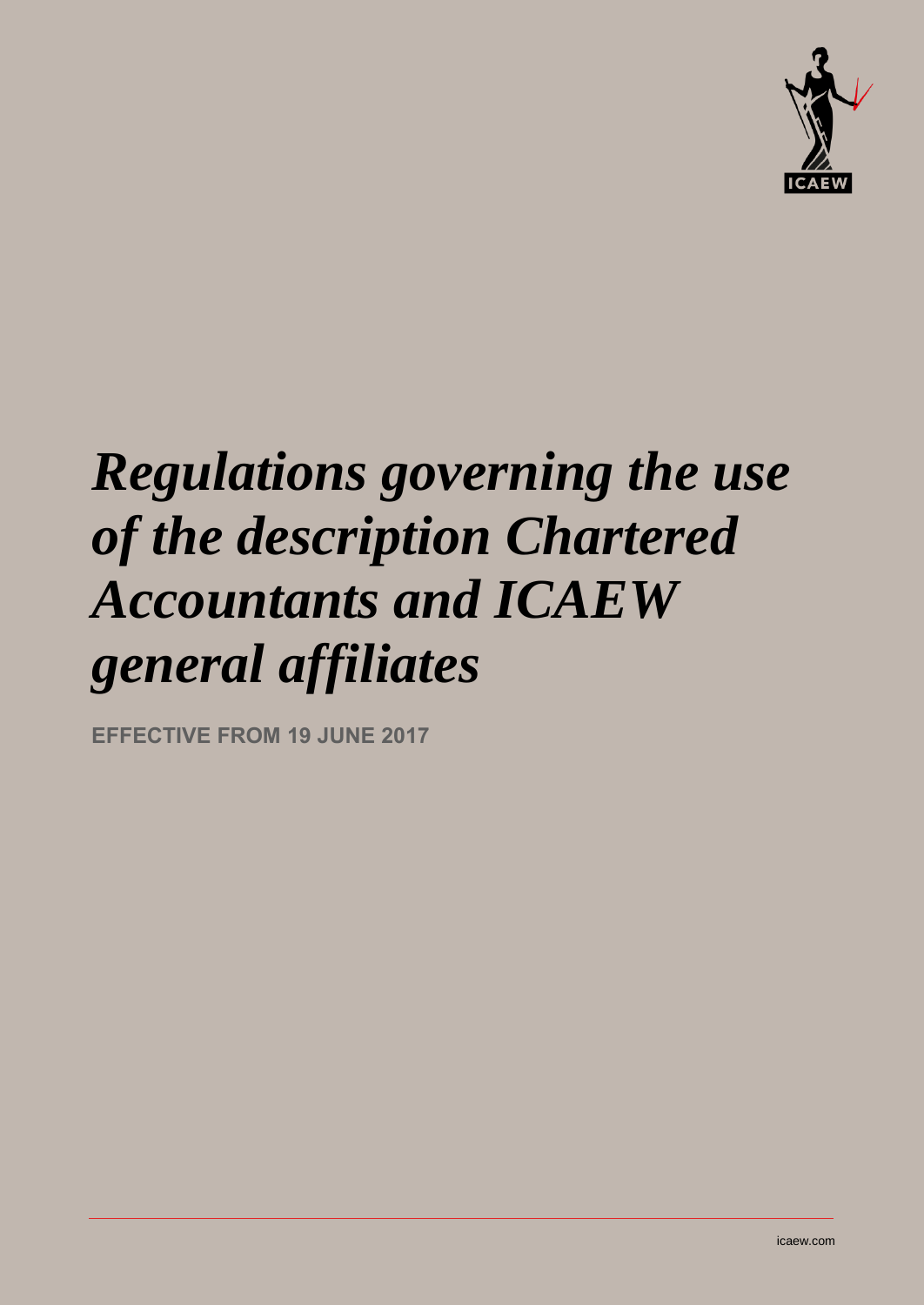ICAEW

# *Regulations governing the use of the description Chartered Accountants and ICAEW general affiliates*

**EFFECTIVE FROM 19 JUNE 2017**

icaew.com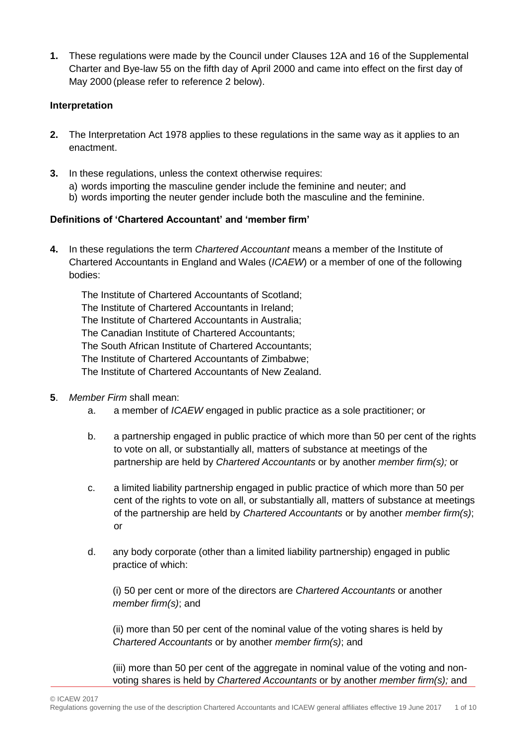**1.** These regulations were made by the Council under Clauses 12A and 16 of the Supplemental Charter and Bye-law 55 on the fifth day of April 2000 and came into effect on the first day of May 2000 (please refer to reference 2 below).

### Interpretation

**2.** The Interpretation Act 1978 applies to these regulations in the same way as it applies to an enactment.

**3.** In these regulations, unless the context otherwise requires:

a) words importing the masculine gender include the feminine and neuter; and
b) words importing the neuter gender include both the masculine and the feminine.

### Definitions of 'Chartered Accountant' and 'member firm'

**4.** In these regulations the term *Chartered Accountant* means a member of the Institute of Chartered Accountants in England and Wales (*ICAEW*) or a member of one of the following bodies:

The Institute of Chartered Accountants of Scotland;
The Institute of Chartered Accountants in Ireland;
The Institute of Chartered Accountants in Australia;
The Canadian Institute of Chartered Accountants;
The South African Institute of Chartered Accountants;
The Institute of Chartered Accountants of Zimbabwe;
The Institute of Chartered Accountants of New Zealand.

**5**. *Member Firm* shall mean:

a. a member of *ICAEW* engaged in public practice as a sole practitioner; or

b. a partnership engaged in public practice of which more than 50 per cent of the rights to vote on all, or substantially all, matters of substance at meetings of the partnership are held by *Chartered Accountants* or by another *member firm(s);* or

c. a limited liability partnership engaged in public practice of which more than 50 per cent of the rights to vote on all, or substantially all, matters of substance at meetings of the partnership are held by *Chartered Accountants* or by another *member firm(s)*; or

d. any body corporate (other than a limited liability partnership) engaged in public practice of which:

(i) 50 per cent or more of the directors are *Chartered Accountants* or another *member firm(s)*; and

(ii) more than 50 per cent of the nominal value of the voting shares is held by *Chartered Accountants* or by another *member firm(s)*; and

(iii) more than 50 per cent of the aggregate in nominal value of the voting and non-voting shares is held by *Chartered Accountants* or by another *member firm(s);* and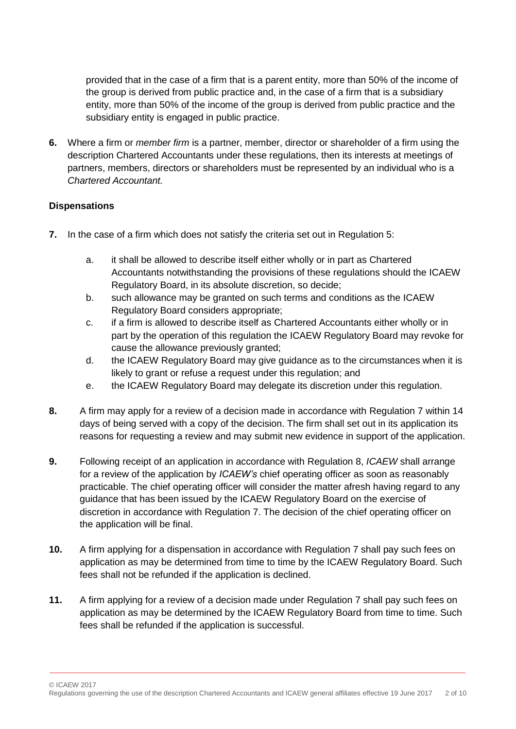provided that in the case of a firm that is a parent entity, more than 50% of the income of the group is derived from public practice and, in the case of a firm that is a subsidiary entity, more than 50% of the income of the group is derived from public practice and the subsidiary entity is engaged in public practice.

**6.** Where a firm or *member firm* is a partner, member, director or shareholder of a firm using the description Chartered Accountants under these regulations, then its interests at meetings of partners, members, directors or shareholders must be represented by an individual who is a *Chartered Accountant.*

**Dispensations**

**7.** In the case of a firm which does not satisfy the criteria set out in Regulation 5:

a. it shall be allowed to describe itself either wholly or in part as Chartered Accountants notwithstanding the provisions of these regulations should the ICAEW Regulatory Board, in its absolute discretion, so decide;
b. such allowance may be granted on such terms and conditions as the ICAEW Regulatory Board considers appropriate;
c. if a firm is allowed to describe itself as Chartered Accountants either wholly or in part by the operation of this regulation the ICAEW Regulatory Board may revoke for cause the allowance previously granted;
d. the ICAEW Regulatory Board may give guidance as to the circumstances when it is likely to grant or refuse a request under this regulation; and
e. the ICAEW Regulatory Board may delegate its discretion under this regulation.

**8.** A firm may apply for a review of a decision made in accordance with Regulation 7 within 14 days of being served with a copy of the decision. The firm shall set out in its application its reasons for requesting a review and may submit new evidence in support of the application.

**9.** Following receipt of an application in accordance with Regulation 8, *ICAEW* shall arrange for a review of the application by *ICAEW's* chief operating officer as soon as reasonably practicable. The chief operating officer will consider the matter afresh having regard to any guidance that has been issued by the ICAEW Regulatory Board on the exercise of discretion in accordance with Regulation 7. The decision of the chief operating officer on the application will be final.

**10.** A firm applying for a dispensation in accordance with Regulation 7 shall pay such fees on application as may be determined from time to time by the ICAEW Regulatory Board. Such fees shall not be refunded if the application is declined.

**11.** A firm applying for a review of a decision made under Regulation 7 shall pay such fees on application as may be determined by the ICAEW Regulatory Board from time to time. Such fees shall be refunded if the application is successful.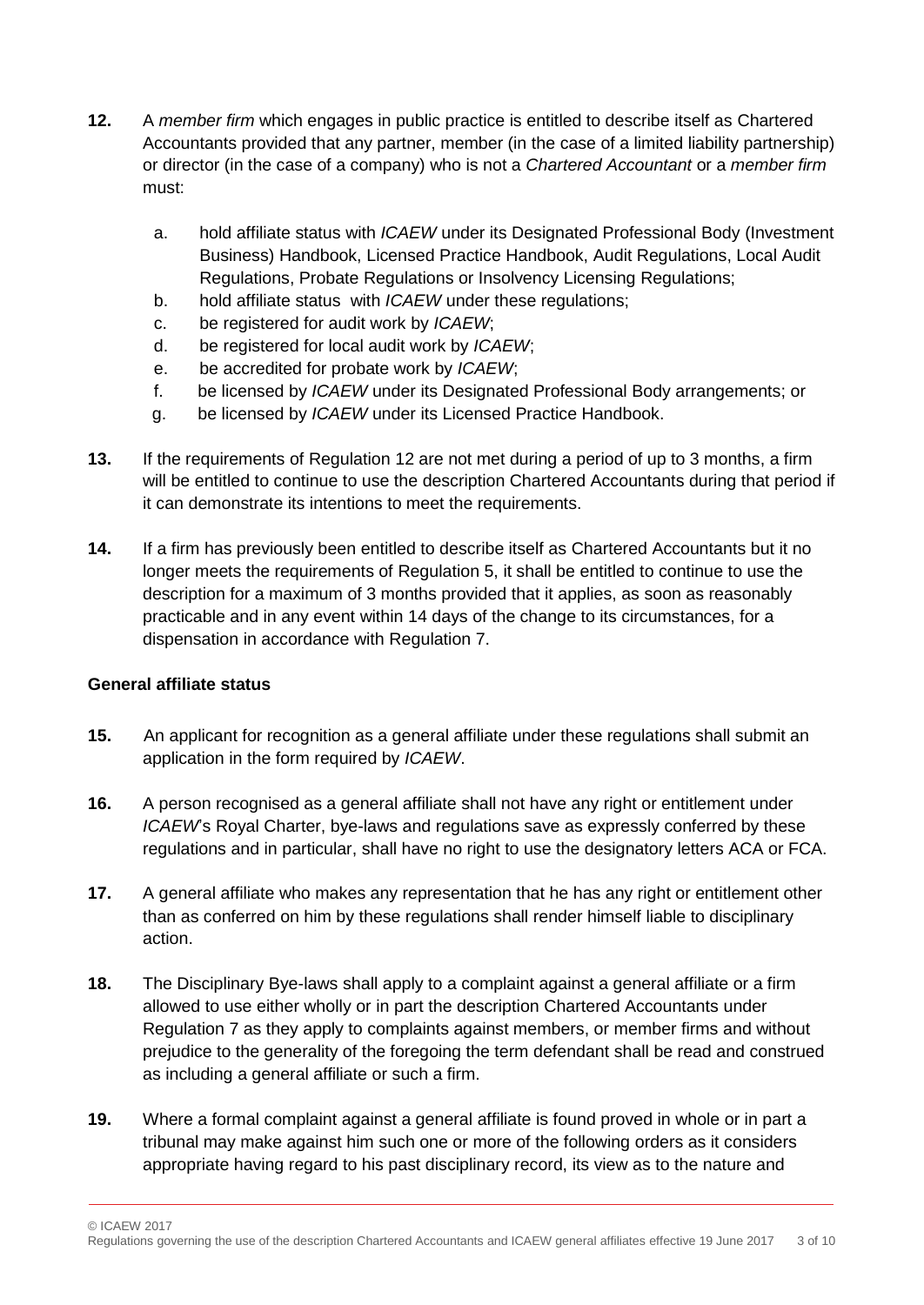**12.** A *member firm* which engages in public practice is entitled to describe itself as Chartered Accountants provided that any partner, member (in the case of a limited liability partnership) or director (in the case of a company) who is not a *Chartered Accountant* or a *member firm* must:

a. hold affiliate status with *ICAEW* under its Designated Professional Body (Investment Business) Handbook, Licensed Practice Handbook, Audit Regulations, Local Audit Regulations, Probate Regulations or Insolvency Licensing Regulations;

b. hold affiliate status with *ICAEW* under these regulations;

c. be registered for audit work by *ICAEW*;

d. be registered for local audit work by *ICAEW*;

e. be accredited for probate work by *ICAEW*;

f. be licensed by *ICAEW* under its Designated Professional Body arrangements; or

g. be licensed by *ICAEW* under its Licensed Practice Handbook.

**13.** If the requirements of Regulation 12 are not met during a period of up to 3 months, a firm will be entitled to continue to use the description Chartered Accountants during that period if it can demonstrate its intentions to meet the requirements.

**14.** If a firm has previously been entitled to describe itself as Chartered Accountants but it no longer meets the requirements of Regulation 5, it shall be entitled to continue to use the description for a maximum of 3 months provided that it applies, as soon as reasonably practicable and in any event within 14 days of the change to its circumstances, for a dispensation in accordance with Regulation 7.

### General affiliate status

**15.** An applicant for recognition as a general affiliate under these regulations shall submit an application in the form required by *ICAEW*.

**16.** A person recognised as a general affiliate shall not have any right or entitlement under *ICAEW*'s Royal Charter, bye-laws and regulations save as expressly conferred by these regulations and in particular, shall have no right to use the designatory letters ACA or FCA.

**17.** A general affiliate who makes any representation that he has any right or entitlement other than as conferred on him by these regulations shall render himself liable to disciplinary action.

**18.** The Disciplinary Bye-laws shall apply to a complaint against a general affiliate or a firm allowed to use either wholly or in part the description Chartered Accountants under Regulation 7 as they apply to complaints against members, or member firms and without prejudice to the generality of the foregoing the term defendant shall be read and construed as including a general affiliate or such a firm.

**19.** Where a formal complaint against a general affiliate is found proved in whole or in part a tribunal may make against him such one or more of the following orders as it considers appropriate having regard to his past disciplinary record, its view as to the nature and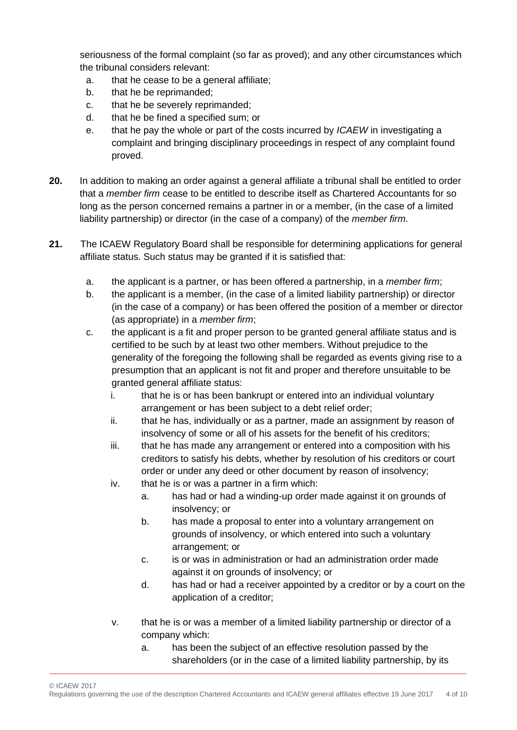seriousness of the formal complaint (so far as proved); and any other circumstances which the tribunal considers relevant:

a. that he cease to be a general affiliate;
b. that he be reprimanded;
c. that he be severely reprimanded;
d. that he be fined a specified sum; or
e. that he pay the whole or part of the costs incurred by *ICAEW* in investigating a complaint and bringing disciplinary proceedings in respect of any complaint found proved.

**20.** In addition to making an order against a general affiliate a tribunal shall be entitled to order that a *member firm* cease to be entitled to describe itself as Chartered Accountants for so long as the person concerned remains a partner in or a member, (in the case of a limited liability partnership) or director (in the case of a company) of the *member firm*.

**21.** The ICAEW Regulatory Board shall be responsible for determining applications for general affiliate status. Such status may be granted if it is satisfied that:

a. the applicant is a partner, or has been offered a partnership, in a *member firm*;
b. the applicant is a member, (in the case of a limited liability partnership) or director (in the case of a company) or has been offered the position of a member or director (as appropriate) in a *member firm*;
c. the applicant is a fit and proper person to be granted general affiliate status and is certified to be such by at least two other members. Without prejudice to the generality of the foregoing the following shall be regarded as events giving rise to a presumption that an applicant is not fit and proper and therefore unsuitable to be granted general affiliate status:
    i. that he is or has been bankrupt or entered into an individual voluntary arrangement or has been subject to a debt relief order;
    ii. that he has, individually or as a partner, made an assignment by reason of insolvency of some or all of his assets for the benefit of his creditors;
    iii. that he has made any arrangement or entered into a composition with his creditors to satisfy his debts, whether by resolution of his creditors or court order or under any deed or other document by reason of insolvency;
    iv. that he is or was a partner in a firm which:
        a. has had or had a winding-up order made against it on grounds of insolvency; or
        b. has made a proposal to enter into a voluntary arrangement on grounds of insolvency, or which entered into such a voluntary arrangement; or
        c. is or was in administration or had an administration order made against it on grounds of insolvency; or
        d. has had or had a receiver appointed by a creditor or by a court on the application of a creditor;
    v. that he is or was a member of a limited liability partnership or director of a company which:
        a. has been the subject of an effective resolution passed by the shareholders (or in the case of a limited liability partnership, by its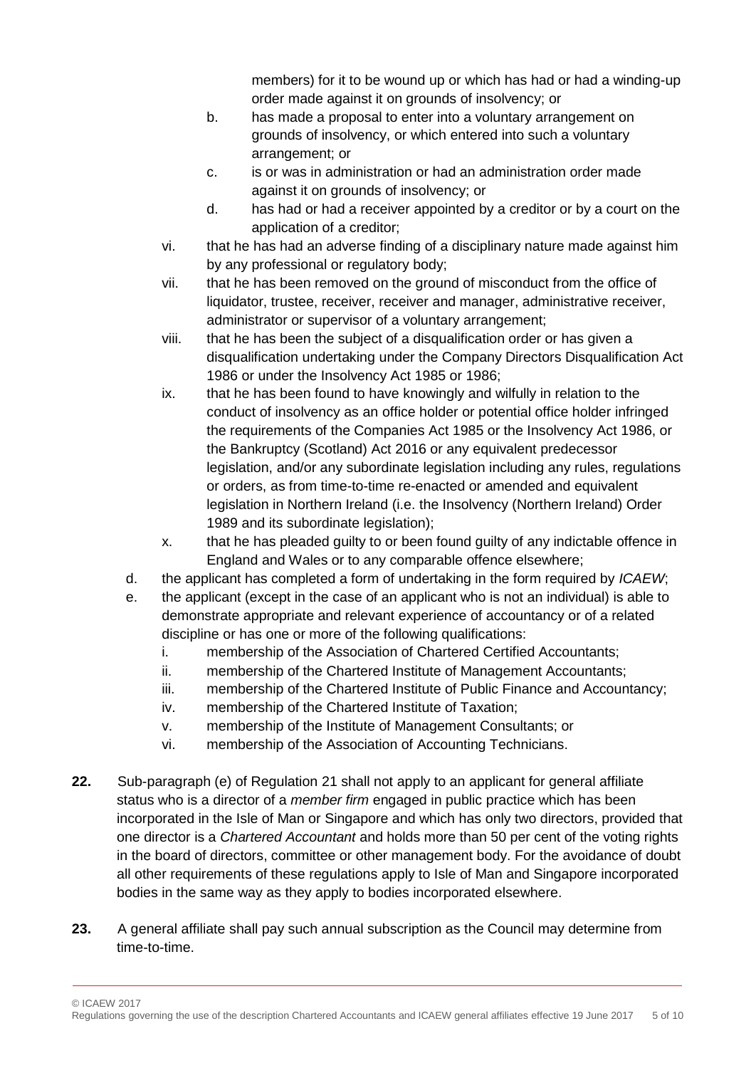members) for it to be wound up or which has had or had a winding-up order made against it on grounds of insolvency; or

b. has made a proposal to enter into a voluntary arrangement on grounds of insolvency, or which entered into such a voluntary arrangement; or

c. is or was in administration or had an administration order made against it on grounds of insolvency; or

d. has had or had a receiver appointed by a creditor or by a court on the application of a creditor;

vi. that he has had an adverse finding of a disciplinary nature made against him by any professional or regulatory body;

vii. that he has been removed on the ground of misconduct from the office of liquidator, trustee, receiver, receiver and manager, administrative receiver, administrator or supervisor of a voluntary arrangement;

viii. that he has been the subject of a disqualification order or has given a disqualification undertaking under the Company Directors Disqualification Act 1986 or under the Insolvency Act 1985 or 1986;

ix. that he has been found to have knowingly and wilfully in relation to the conduct of insolvency as an office holder or potential office holder infringed the requirements of the Companies Act 1985 or the Insolvency Act 1986, or the Bankruptcy (Scotland) Act 2016 or any equivalent predecessor legislation, and/or any subordinate legislation including any rules, regulations or orders, as from time-to-time re-enacted or amended and equivalent legislation in Northern Ireland (i.e. the Insolvency (Northern Ireland) Order 1989 and its subordinate legislation);

x. that he has pleaded guilty to or been found guilty of any indictable offence in England and Wales or to any comparable offence elsewhere;

d. the applicant has completed a form of undertaking in the form required by *ICAEW*;

e. the applicant (except in the case of an applicant who is not an individual) is able to demonstrate appropriate and relevant experience of accountancy or of a related discipline or has one or more of the following qualifications:

i. membership of the Association of Chartered Certified Accountants;
ii. membership of the Chartered Institute of Management Accountants;
iii. membership of the Chartered Institute of Public Finance and Accountancy;
iv. membership of the Chartered Institute of Taxation;
v. membership of the Institute of Management Consultants; or
vi. membership of the Association of Accounting Technicians.

**22.** Sub-paragraph (e) of Regulation 21 shall not apply to an applicant for general affiliate status who is a director of a *member firm* engaged in public practice which has been incorporated in the Isle of Man or Singapore and which has only two directors, provided that one director is a *Chartered Accountant* and holds more than 50 per cent of the voting rights in the board of directors, committee or other management body. For the avoidance of doubt all other requirements of these regulations apply to Isle of Man and Singapore incorporated bodies in the same way as they apply to bodies incorporated elsewhere.

**23.** A general affiliate shall pay such annual subscription as the Council may determine from time-to-time.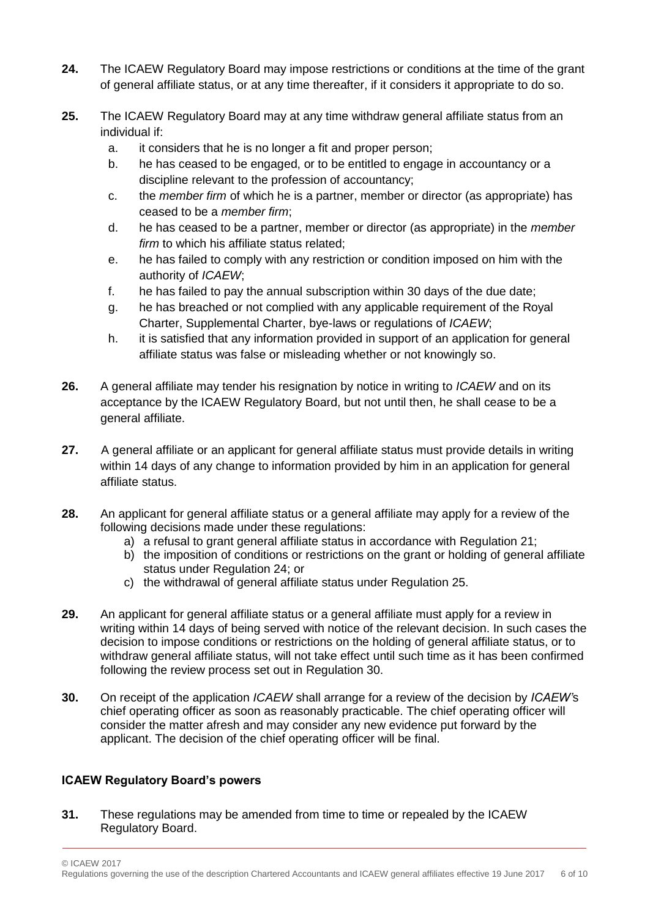**24.** The ICAEW Regulatory Board may impose restrictions or conditions at the time of the grant of general affiliate status, or at any time thereafter, if it considers it appropriate to do so.

**25.** The ICAEW Regulatory Board may at any time withdraw general affiliate status from an individual if:

a. it considers that he is no longer a fit and proper person;
b. he has ceased to be engaged, or to be entitled to engage in accountancy or a discipline relevant to the profession of accountancy;
c. the *member firm* of which he is a partner, member or director (as appropriate) has ceased to be a *member firm*;
d. he has ceased to be a partner, member or director (as appropriate) in the *member firm* to which his affiliate status related;
e. he has failed to comply with any restriction or condition imposed on him with the authority of *ICAEW*;
f. he has failed to pay the annual subscription within 30 days of the due date;
g. he has breached or not complied with any applicable requirement of the Royal Charter, Supplemental Charter, bye-laws or regulations of *ICAEW*;
h. it is satisfied that any information provided in support of an application for general affiliate status was false or misleading whether or not knowingly so.

**26.** A general affiliate may tender his resignation by notice in writing to *ICAEW* and on its acceptance by the ICAEW Regulatory Board, but not until then, he shall cease to be a general affiliate.

**27.** A general affiliate or an applicant for general affiliate status must provide details in writing within 14 days of any change to information provided by him in an application for general affiliate status.

**28.** An applicant for general affiliate status or a general affiliate may apply for a review of the following decisions made under these regulations:

a) a refusal to grant general affiliate status in accordance with Regulation 21;
b) the imposition of conditions or restrictions on the grant or holding of general affiliate status under Regulation 24; or
c) the withdrawal of general affiliate status under Regulation 25.

**29.** An applicant for general affiliate status or a general affiliate must apply for a review in writing within 14 days of being served with notice of the relevant decision. In such cases the decision to impose conditions or restrictions on the holding of general affiliate status, or to withdraw general affiliate status, will not take effect until such time as it has been confirmed following the review process set out in Regulation 30.

**30.** On receipt of the application *ICAEW* shall arrange for a review of the decision by *ICAEW*'s chief operating officer as soon as reasonably practicable. The chief operating officer will consider the matter afresh and may consider any new evidence put forward by the applicant. The decision of the chief operating officer will be final.

### ICAEW Regulatory Board's powers

**31.** These regulations may be amended from time to time or repealed by the ICAEW Regulatory Board.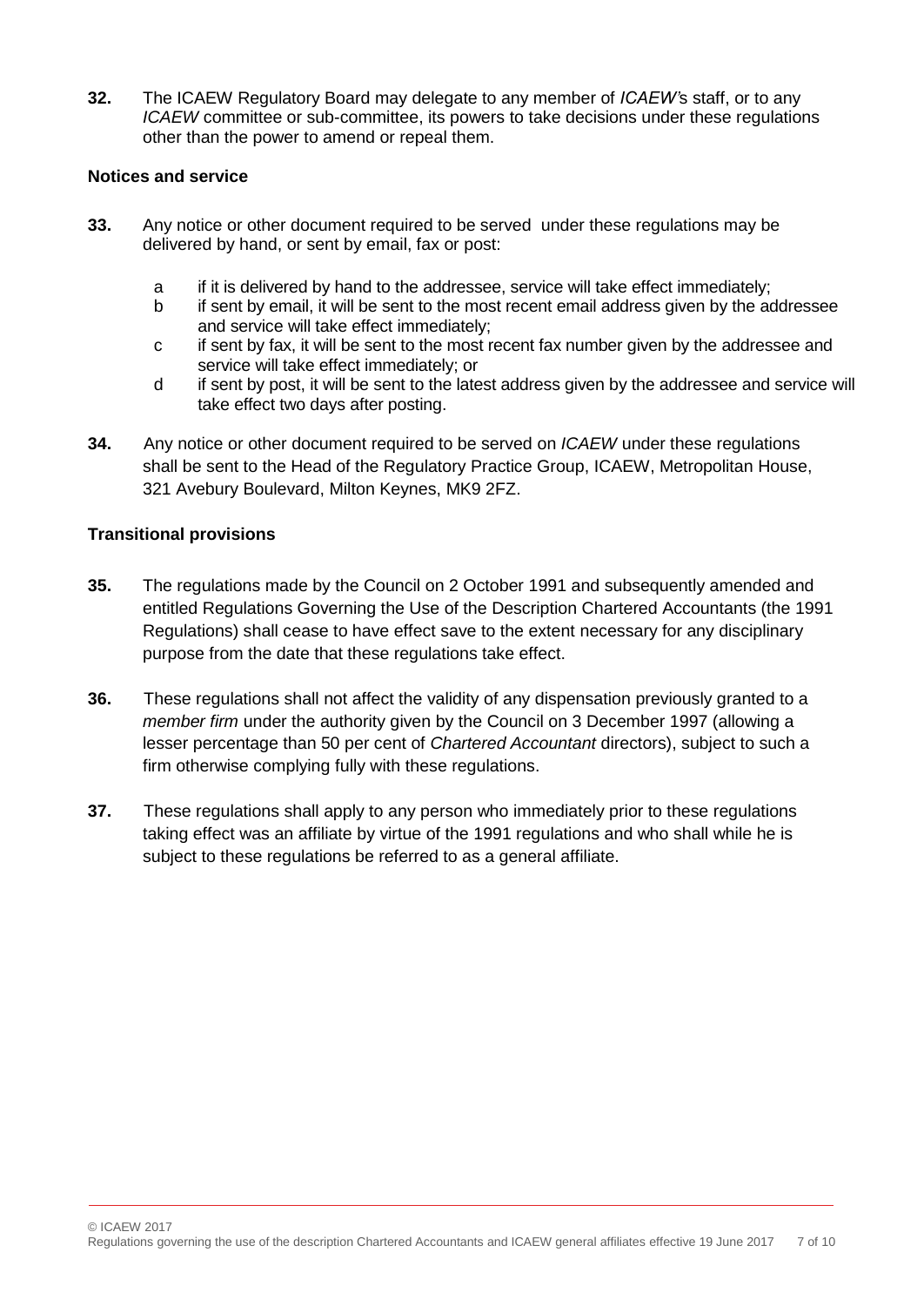**32.** The ICAEW Regulatory Board may delegate to any member of *ICAEW's* staff, or to any *ICAEW* committee or sub-committee, its powers to take decisions under these regulations other than the power to amend or repeal them.

### Notices and service

**33.** Any notice or other document required to be served under these regulations may be delivered by hand, or sent by email, fax or post:

- a if it is delivered by hand to the addressee, service will take effect immediately;
- b if sent by email, it will be sent to the most recent email address given by the addressee and service will take effect immediately;
- c if sent by fax, it will be sent to the most recent fax number given by the addressee and service will take effect immediately; or
- d if sent by post, it will be sent to the latest address given by the addressee and service will take effect two days after posting.

**34.** Any notice or other document required to be served on *ICAEW* under these regulations shall be sent to the Head of the Regulatory Practice Group, ICAEW, Metropolitan House, 321 Avebury Boulevard, Milton Keynes, MK9 2FZ.

### Transitional provisions

**35.** The regulations made by the Council on 2 October 1991 and subsequently amended and entitled Regulations Governing the Use of the Description Chartered Accountants (the 1991 Regulations) shall cease to have effect save to the extent necessary for any disciplinary purpose from the date that these regulations take effect.

**36.** These regulations shall not affect the validity of any dispensation previously granted to a *member firm* under the authority given by the Council on 3 December 1997 (allowing a lesser percentage than 50 per cent of *Chartered Accountant* directors), subject to such a firm otherwise complying fully with these regulations.

**37.** These regulations shall apply to any person who immediately prior to these regulations taking effect was an affiliate by virtue of the 1991 regulations and who shall while he is subject to these regulations be referred to as a general affiliate.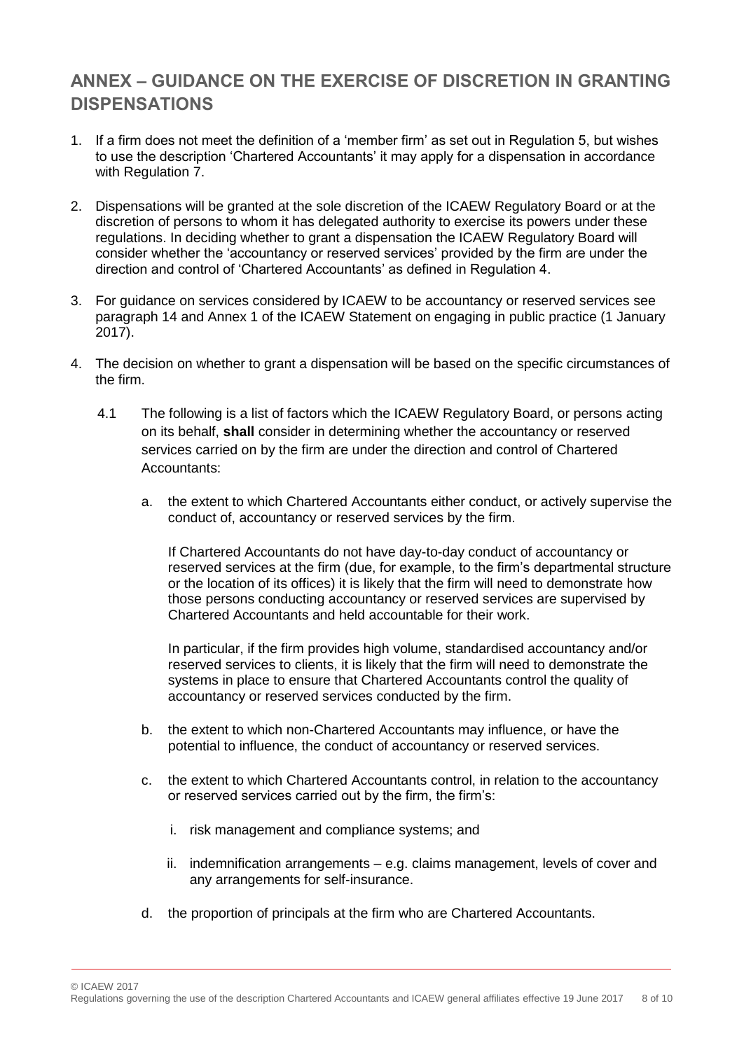## ANNEX – GUIDANCE ON THE EXERCISE OF DISCRETION IN GRANTING DISPENSATIONS

1. If a firm does not meet the definition of a 'member firm' as set out in Regulation 5, but wishes to use the description 'Chartered Accountants' it may apply for a dispensation in accordance with Regulation 7.

2. Dispensations will be granted at the sole discretion of the ICAEW Regulatory Board or at the discretion of persons to whom it has delegated authority to exercise its powers under these regulations. In deciding whether to grant a dispensation the ICAEW Regulatory Board will consider whether the 'accountancy or reserved services' provided by the firm are under the direction and control of 'Chartered Accountants' as defined in Regulation 4.

3. For guidance on services considered by ICAEW to be accountancy or reserved services see paragraph 14 and Annex 1 of the ICAEW Statement on engaging in public practice (1 January 2017).

4. The decision on whether to grant a dispensation will be based on the specific circumstances of the firm.

   4.1 The following is a list of factors which the ICAEW Regulatory Board, or persons acting on its behalf, **shall** consider in determining whether the accountancy or reserved services carried on by the firm are under the direction and control of Chartered Accountants:

   a. the extent to which Chartered Accountants either conduct, or actively supervise the conduct of, accountancy or reserved services by the firm.

      If Chartered Accountants do not have day-to-day conduct of accountancy or reserved services at the firm (due, for example, to the firm's departmental structure or the location of its offices) it is likely that the firm will need to demonstrate how those persons conducting accountancy or reserved services are supervised by Chartered Accountants and held accountable for their work.

      In particular, if the firm provides high volume, standardised accountancy and/or reserved services to clients, it is likely that the firm will need to demonstrate the systems in place to ensure that Chartered Accountants control the quality of accountancy or reserved services conducted by the firm.

   b. the extent to which non-Chartered Accountants may influence, or have the potential to influence, the conduct of accountancy or reserved services.

   c. the extent to which Chartered Accountants control, in relation to the accountancy or reserved services carried out by the firm, the firm's:

      i. risk management and compliance systems; and

      ii. indemnification arrangements – e.g. claims management, levels of cover and any arrangements for self-insurance.

   d. the proportion of principals at the firm who are Chartered Accountants.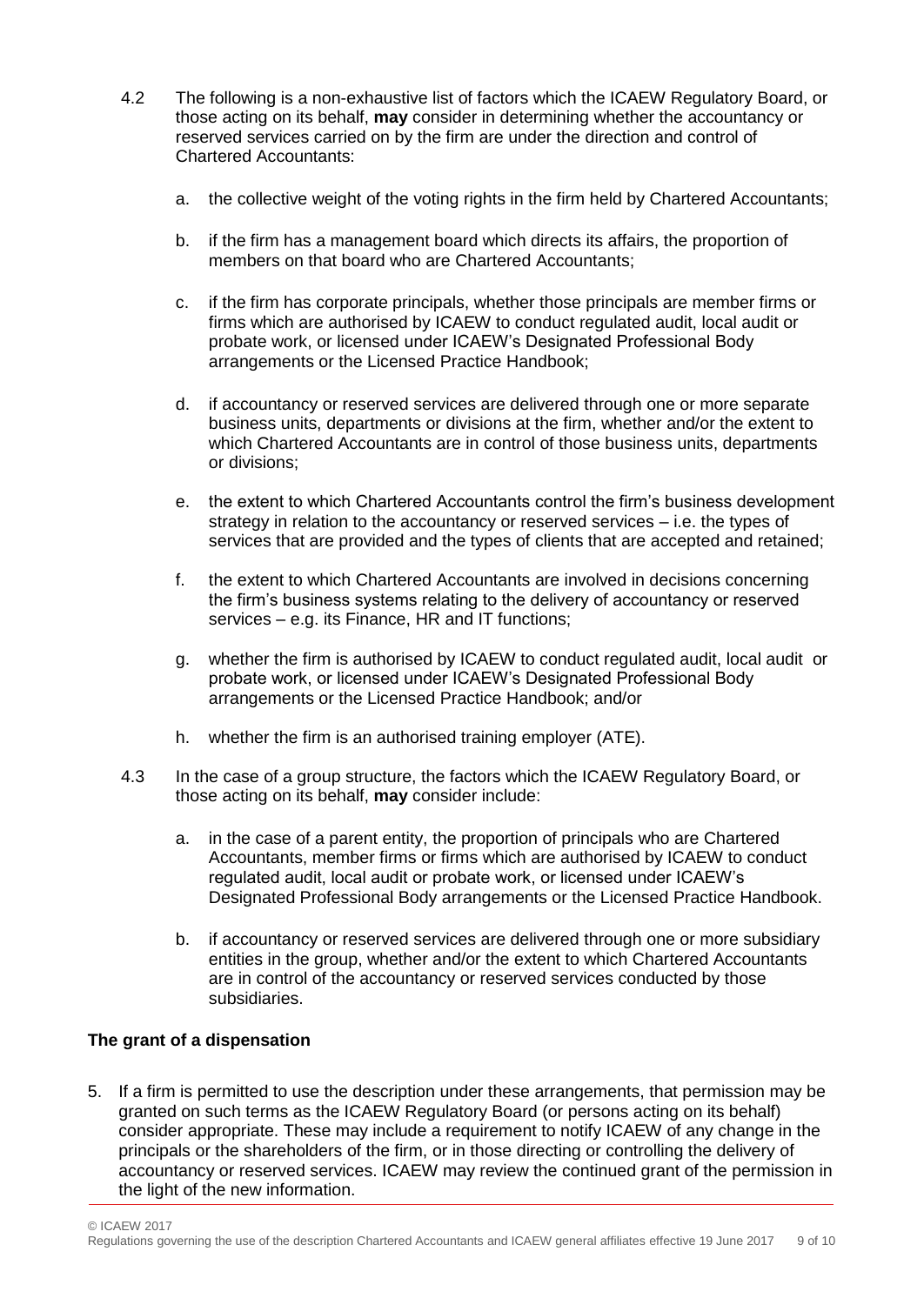4.2 The following is a non-exhaustive list of factors which the ICAEW Regulatory Board, or those acting on its behalf, **may** consider in determining whether the accountancy or reserved services carried on by the firm are under the direction and control of Chartered Accountants:

a. the collective weight of the voting rights in the firm held by Chartered Accountants;

b. if the firm has a management board which directs its affairs, the proportion of members on that board who are Chartered Accountants;

c. if the firm has corporate principals, whether those principals are member firms or firms which are authorised by ICAEW to conduct regulated audit, local audit or probate work, or licensed under ICAEW's Designated Professional Body arrangements or the Licensed Practice Handbook;

d. if accountancy or reserved services are delivered through one or more separate business units, departments or divisions at the firm, whether and/or the extent to which Chartered Accountants are in control of those business units, departments or divisions;

e. the extent to which Chartered Accountants control the firm's business development strategy in relation to the accountancy or reserved services – i.e. the types of services that are provided and the types of clients that are accepted and retained;

f. the extent to which Chartered Accountants are involved in decisions concerning the firm's business systems relating to the delivery of accountancy or reserved services – e.g. its Finance, HR and IT functions;

g. whether the firm is authorised by ICAEW to conduct regulated audit, local audit or probate work, or licensed under ICAEW's Designated Professional Body arrangements or the Licensed Practice Handbook; and/or

h. whether the firm is an authorised training employer (ATE).

4.3 In the case of a group structure, the factors which the ICAEW Regulatory Board, or those acting on its behalf, **may** consider include:

a. in the case of a parent entity, the proportion of principals who are Chartered Accountants, member firms or firms which are authorised by ICAEW to conduct regulated audit, local audit or probate work, or licensed under ICAEW's Designated Professional Body arrangements or the Licensed Practice Handbook.

b. if accountancy or reserved services are delivered through one or more subsidiary entities in the group, whether and/or the extent to which Chartered Accountants are in control of the accountancy or reserved services conducted by those subsidiaries.

### The grant of a dispensation

5. If a firm is permitted to use the description under these arrangements, that permission may be granted on such terms as the ICAEW Regulatory Board (or persons acting on its behalf) consider appropriate. These may include a requirement to notify ICAEW of any change in the principals or the shareholders of the firm, or in those directing or controlling the delivery of accountancy or reserved services. ICAEW may review the continued grant of the permission in the light of the new information.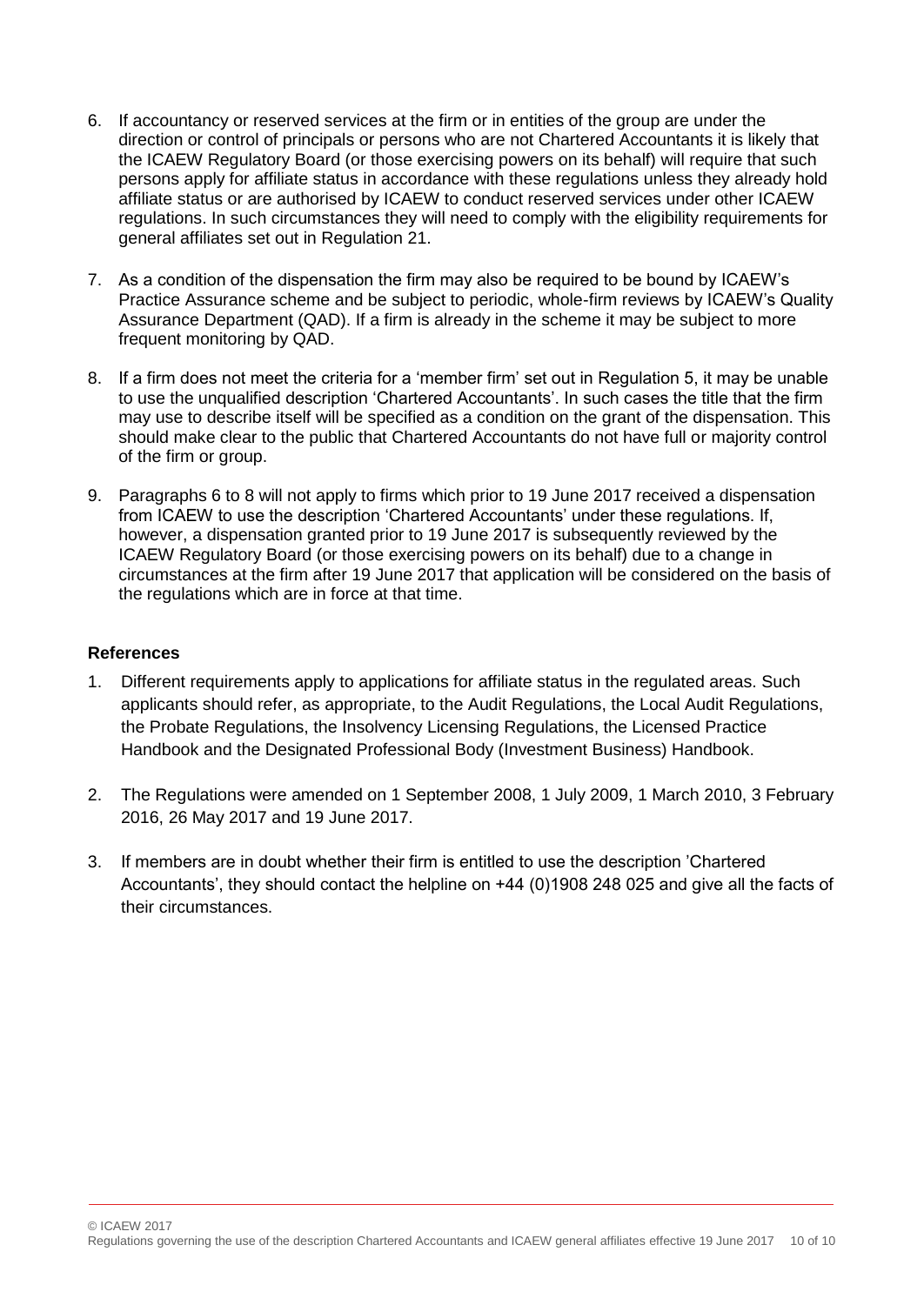6. If accountancy or reserved services at the firm or in entities of the group are under the direction or control of principals or persons who are not Chartered Accountants it is likely that the ICAEW Regulatory Board (or those exercising powers on its behalf) will require that such persons apply for affiliate status in accordance with these regulations unless they already hold affiliate status or are authorised by ICAEW to conduct reserved services under other ICAEW regulations. In such circumstances they will need to comply with the eligibility requirements for general affiliates set out in Regulation 21.

7. As a condition of the dispensation the firm may also be required to be bound by ICAEW's Practice Assurance scheme and be subject to periodic, whole-firm reviews by ICAEW's Quality Assurance Department (QAD). If a firm is already in the scheme it may be subject to more frequent monitoring by QAD.

8. If a firm does not meet the criteria for a 'member firm' set out in Regulation 5, it may be unable to use the unqualified description 'Chartered Accountants'. In such cases the title that the firm may use to describe itself will be specified as a condition on the grant of the dispensation. This should make clear to the public that Chartered Accountants do not have full or majority control of the firm or group.

9. Paragraphs 6 to 8 will not apply to firms which prior to 19 June 2017 received a dispensation from ICAEW to use the description 'Chartered Accountants' under these regulations. If, however, a dispensation granted prior to 19 June 2017 is subsequently reviewed by the ICAEW Regulatory Board (or those exercising powers on its behalf) due to a change in circumstances at the firm after 19 June 2017 that application will be considered on the basis of the regulations which are in force at that time.

### References

1. Different requirements apply to applications for affiliate status in the regulated areas. Such applicants should refer, as appropriate, to the Audit Regulations, the Local Audit Regulations, the Probate Regulations, the Insolvency Licensing Regulations, the Licensed Practice Handbook and the Designated Professional Body (Investment Business) Handbook.

2. The Regulations were amended on 1 September 2008, 1 July 2009, 1 March 2010, 3 February 2016, 26 May 2017 and 19 June 2017.

3. If members are in doubt whether their firm is entitled to use the description 'Chartered Accountants', they should contact the helpline on +44 (0)1908 248 025 and give all the facts of their circumstances.